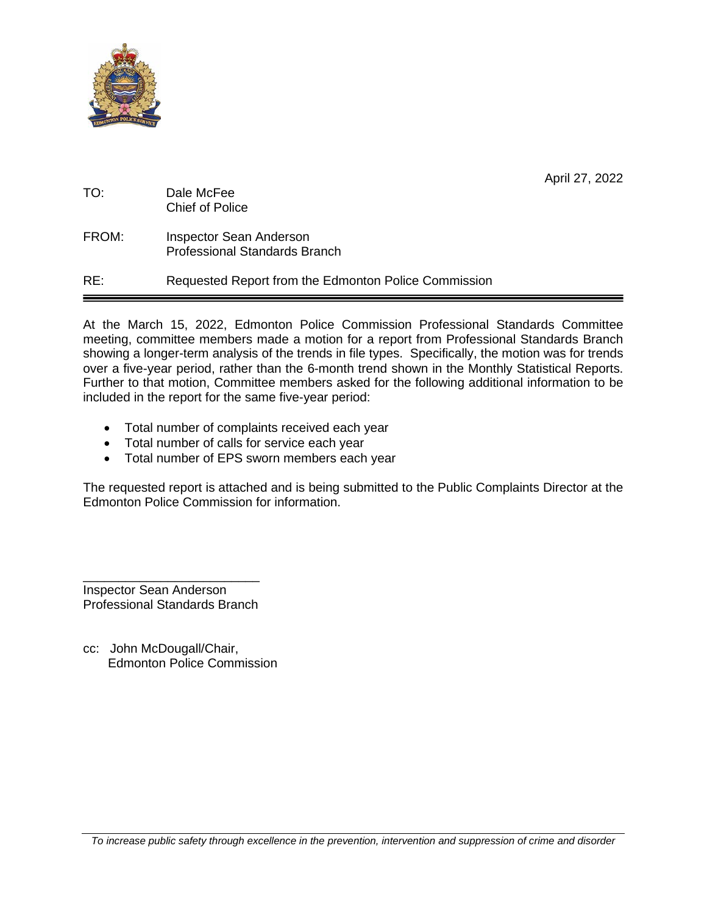April 27, 2022

TO: Dale McFee
Chief of Police

FROM: Inspector Sean Anderson
Professional Standards Branch

RE: Requested Report from the Edmonton Police Commission

---

At the March 15, 2022, Edmonton Police Commission Professional Standards Committee meeting, committee members made a motion for a report from Professional Standards Branch showing a longer-term analysis of the trends in file types. Specifically, the motion was for trends over a five-year period, rather than the 6-month trend shown in the Monthly Statistical Reports. Further to that motion, Committee members asked for the following additional information to be included in the report for the same five-year period:

- Total number of complaints received each year
- Total number of calls for service each year
- Total number of EPS sworn members each year

The requested report is attached and is being submitted to the Public Complaints Director at the Edmonton Police Commission for information.

\_\_\_\_\_\_\_\_\_\_\_\_\_\_\_\_\_\_\_\_\_\_\_\_\_

Inspector Sean Anderson
Professional Standards Branch

cc: John McDougall/Chair,
Edmonton Police Commission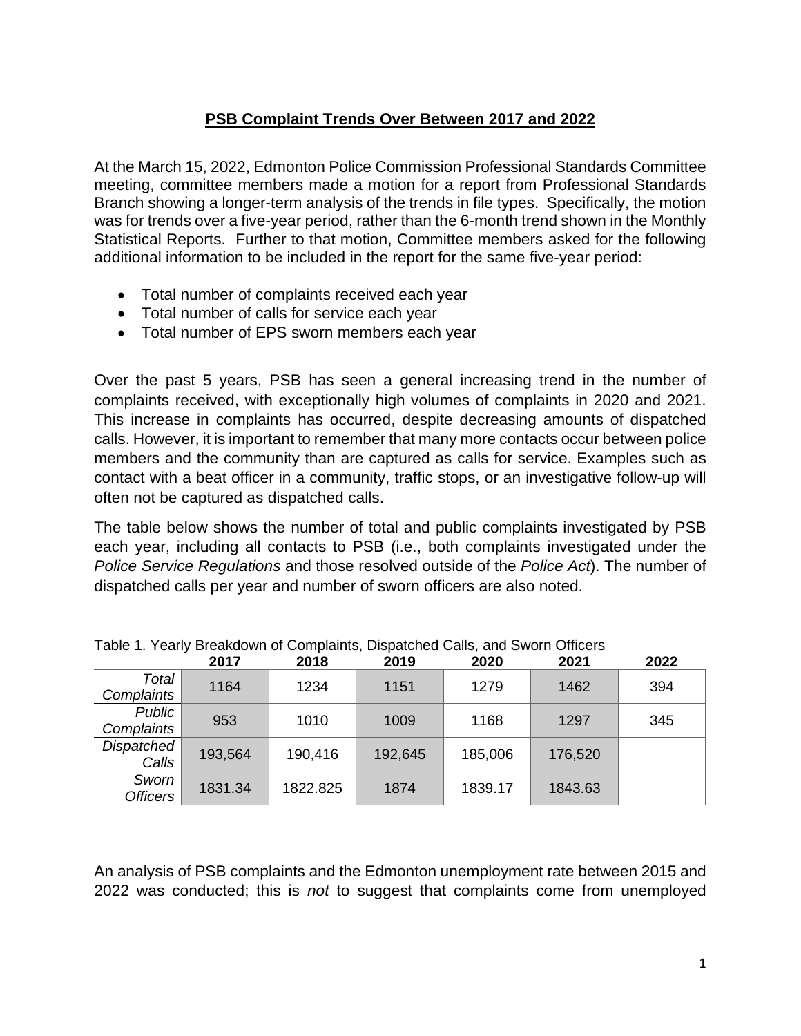## PSB Complaint Trends Over Between 2017 and 2022

At the March 15, 2022, Edmonton Police Commission Professional Standards Committee meeting, committee members made a motion for a report from Professional Standards Branch showing a longer-term analysis of the trends in file types. Specifically, the motion was for trends over a five-year period, rather than the 6-month trend shown in the Monthly Statistical Reports. Further to that motion, Committee members asked for the following additional information to be included in the report for the same five-year period:

- Total number of complaints received each year
- Total number of calls for service each year
- Total number of EPS sworn members each year

Over the past 5 years, PSB has seen a general increasing trend in the number of complaints received, with exceptionally high volumes of complaints in 2020 and 2021. This increase in complaints has occurred, despite decreasing amounts of dispatched calls. However, it is important to remember that many more contacts occur between police members and the community than are captured as calls for service. Examples such as contact with a beat officer in a community, traffic stops, or an investigative follow-up will often not be captured as dispatched calls.

The table below shows the number of total and public complaints investigated by PSB each year, including all contacts to PSB (i.e., both complaints investigated under the *Police Service Regulations* and those resolved outside of the *Police Act*). The number of dispatched calls per year and number of sworn officers are also noted.

Table 1. Yearly Breakdown of Complaints, Dispatched Calls, and Sworn Officers

| | 2017 | 2018 | 2019 | 2020 | 2021 | 2022 |
|---|---|---|---|---|---|---|
| *Total Complaints* | 1164 | 1234 | 1151 | 1279 | 1462 | 394 |
| *Public Complaints* | 953 | 1010 | 1009 | 1168 | 1297 | 345 |
| *Dispatched Calls* | 193,564 | 190,416 | 192,645 | 185,006 | 176,520 | |
| *Sworn Officers* | 1831.34 | 1822.825 | 1874 | 1839.17 | 1843.63 | |

An analysis of PSB complaints and the Edmonton unemployment rate between 2015 and 2022 was conducted; this is *not* to suggest that complaints come from unemployed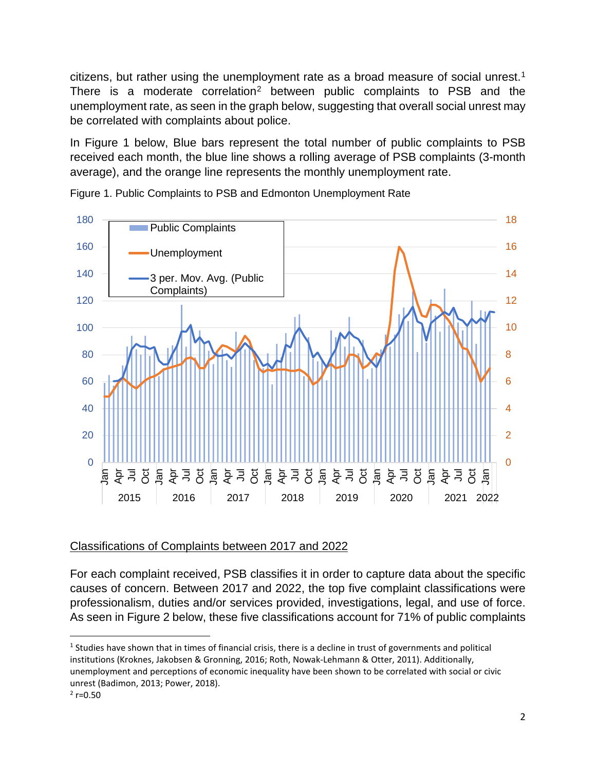citizens, but rather using the unemployment rate as a broad measure of social unrest.[1] There is a moderate correlation[2] between public complaints to PSB and the unemployment rate, as seen in the graph below, suggesting that overall social unrest may be correlated with complaints about police.

In Figure 1 below, Blue bars represent the total number of public complaints to PSB received each month, the blue line shows a rolling average of PSB complaints (3-month average), and the orange line represents the monthly unemployment rate.

Figure 1. Public Complaints to PSB and Edmonton Unemployment Rate

## Classifications of Complaints between 2017 and 2022

For each complaint received, PSB classifies it in order to capture data about the specific causes of concern. Between 2017 and 2022, the top five complaint classifications were professionalism, duties and/or services provided, investigations, legal, and use of force. As seen in Figure 2 below, these five classifications account for 71% of public complaints

---

[1] Studies have shown that in times of financial crisis, there is a decline in trust of governments and political institutions (Kroknes, Jakobsen & Gronning, 2016; Roth, Nowak-Lehmann & Otter, 2011). Additionally, unemployment and perceptions of economic inequality have been shown to be correlated with social or civic unrest (Badimon, 2013; Power, 2018).

[2] $r=0.50$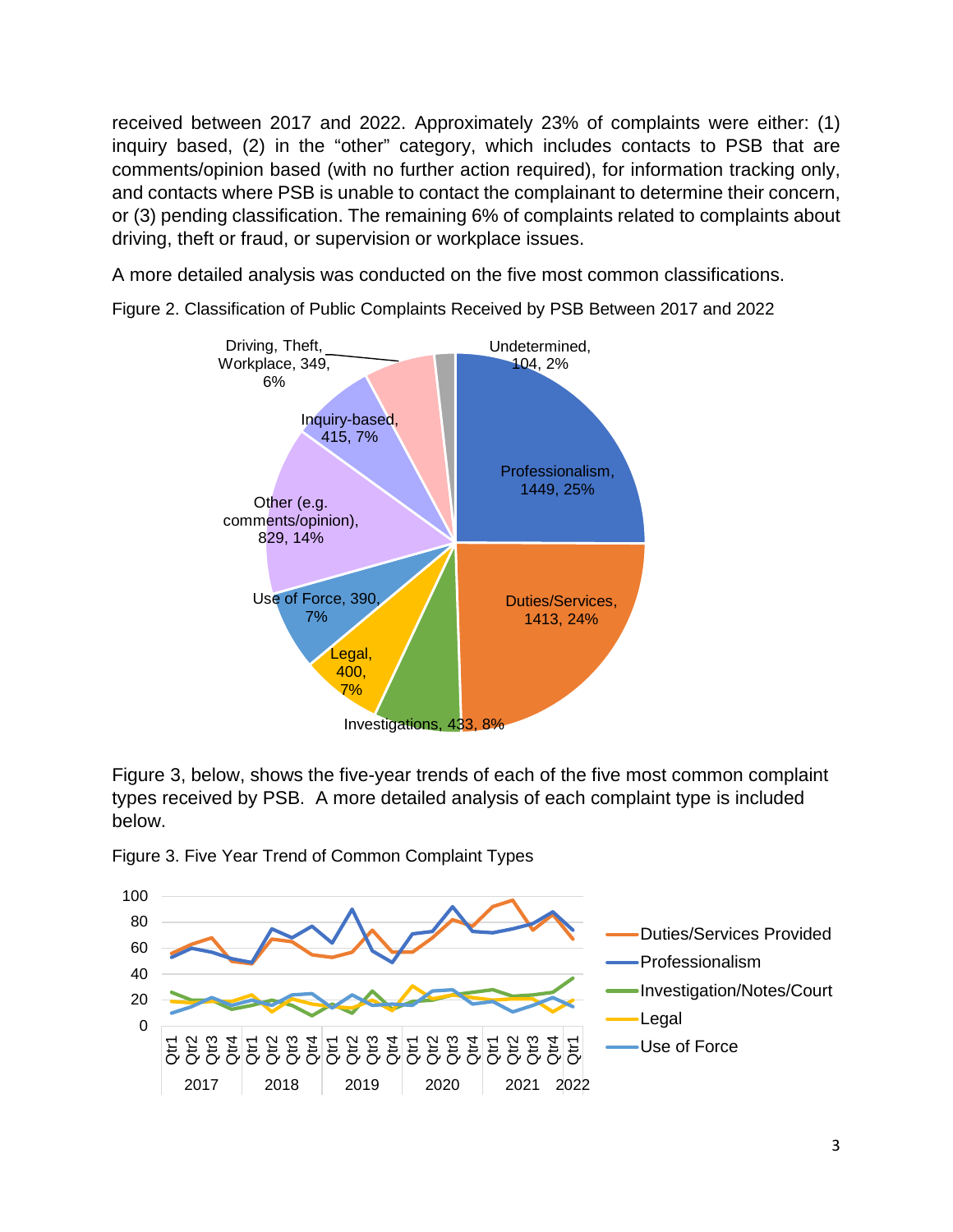received between 2017 and 2022. Approximately 23% of complaints were either: (1) inquiry based, (2) in the "other" category, which includes contacts to PSB that are comments/opinion based (with no further action required), for information tracking only, and contacts where PSB is unable to contact the complainant to determine their concern, or (3) pending classification. The remaining 6% of complaints related to complaints about driving, theft or fraud, or supervision or workplace issues.

A more detailed analysis was conducted on the five most common classifications.

Figure 2. Classification of Public Complaints Received by PSB Between 2017 and 2022

Figure 3, below, shows the five-year trends of each of the five most common complaint types received by PSB. A more detailed analysis of each complaint type is included below.

Figure 3. Five Year Trend of Common Complaint Types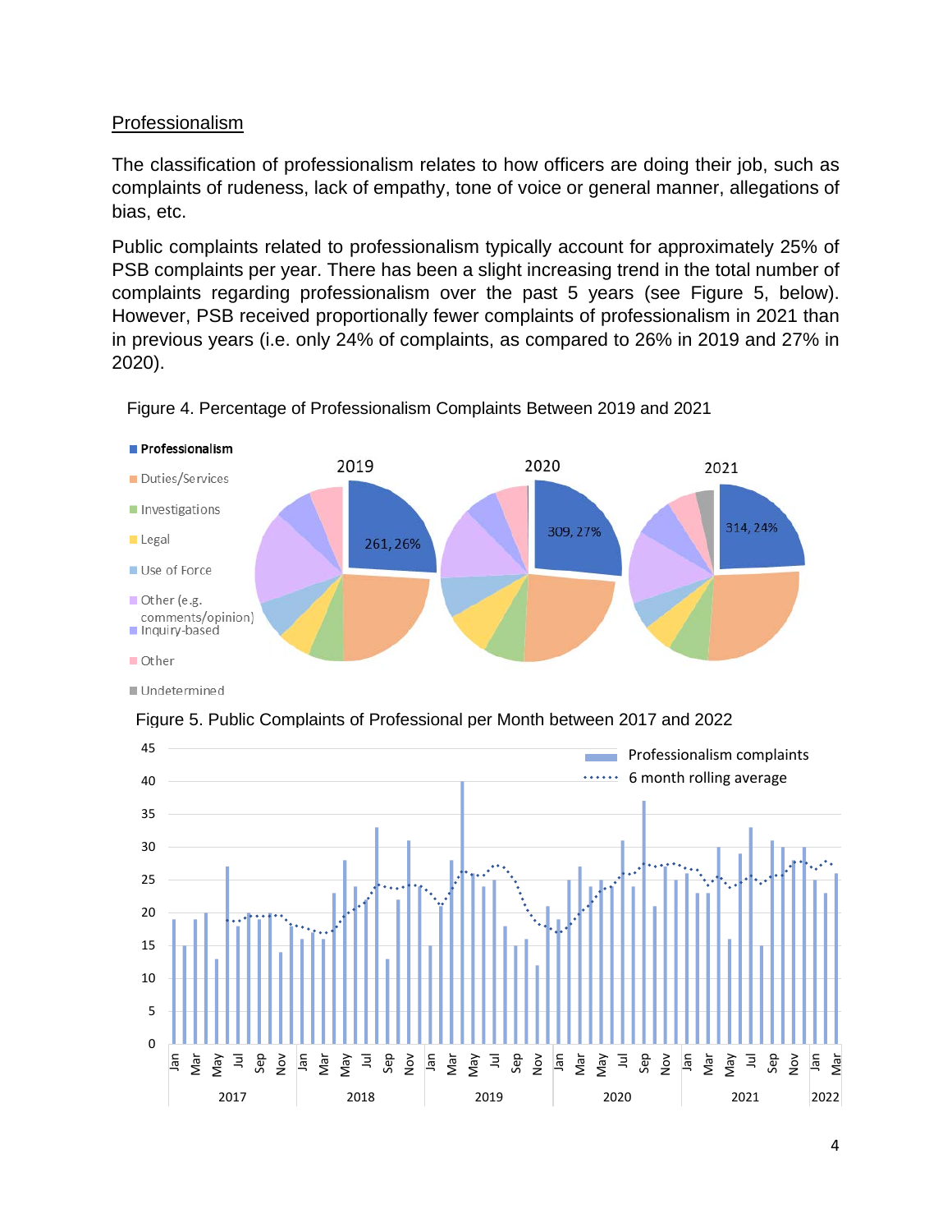## Professionalism

The classification of professionalism relates to how officers are doing their job, such as complaints of rudeness, lack of empathy, tone of voice or general manner, allegations of bias, etc.

Public complaints related to professionalism typically account for approximately 25% of PSB complaints per year. There has been a slight increasing trend in the total number of complaints regarding professionalism over the past 5 years (see Figure 5, below). However, PSB received proportionally fewer complaints of professionalism in 2021 than in previous years (i.e. only 24% of complaints, as compared to 26% in 2019 and 27% in 2020).

Figure 4. Percentage of Professionalism Complaints Between 2019 and 2021

Figure 5. Public Complaints of Professional per Month between 2017 and 2022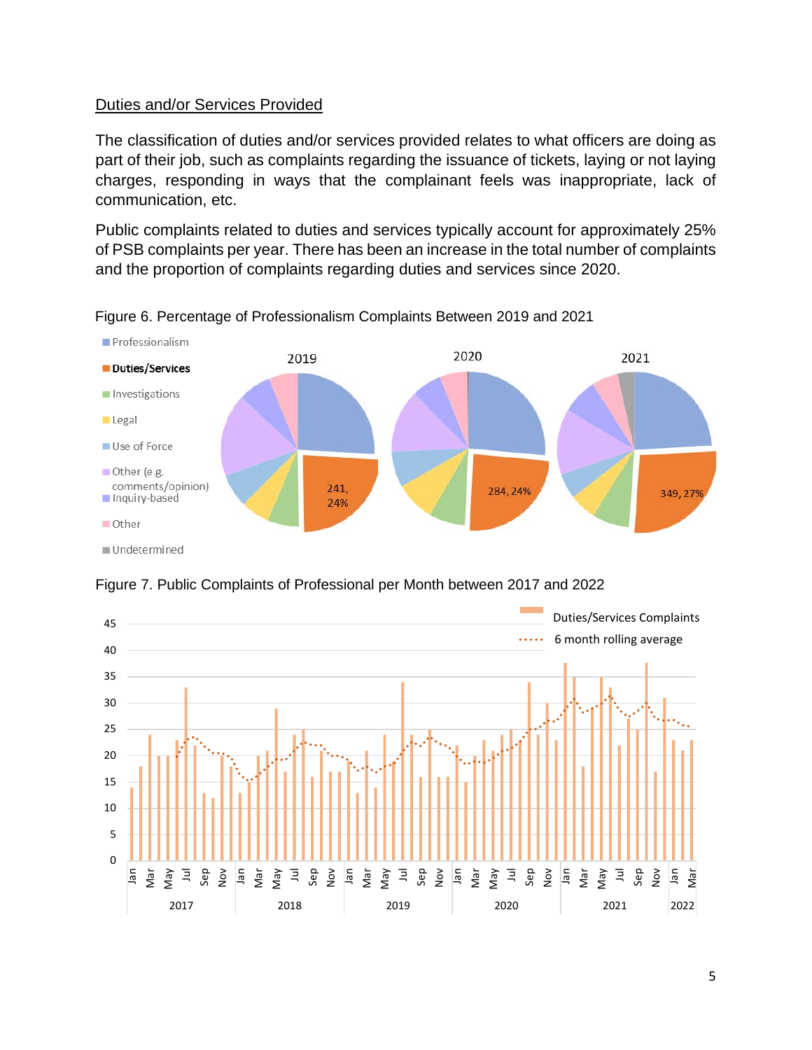## Duties and/or Services Provided

The classification of duties and/or services provided relates to what officers are doing as part of their job, such as complaints regarding the issuance of tickets, laying or not laying charges, responding in ways that the complainant feels was inappropriate, lack of communication, etc.

Public complaints related to duties and services typically account for approximately 25% of PSB complaints per year. There has been an increase in the total number of complaints and the proportion of complaints regarding duties and services since 2020.

Figure 6. Percentage of Professionalism Complaints Between 2019 and 2021

Figure 7. Public Complaints of Professional per Month between 2017 and 2022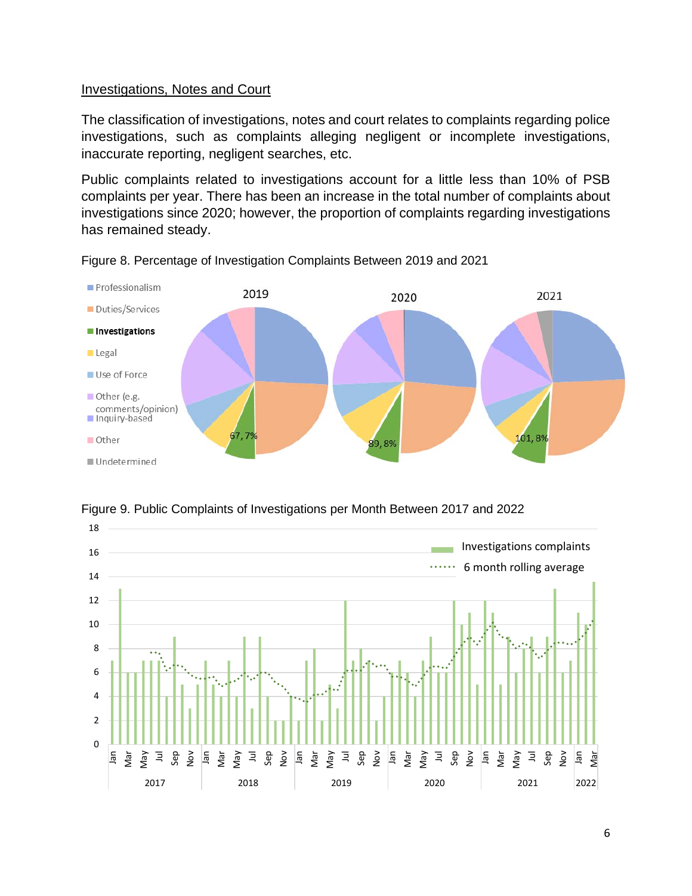Investigations, Notes and Court

The classification of investigations, notes and court relates to complaints regarding police investigations, such as complaints alleging negligent or incomplete investigations, inaccurate reporting, negligent searches, etc.

Public complaints related to investigations account for a little less than 10% of PSB complaints per year. There has been an increase in the total number of complaints about investigations since 2020; however, the proportion of complaints regarding investigations has remained steady.

Figure 8. Percentage of Investigation Complaints Between 2019 and 2021

Figure 9. Public Complaints of Investigations per Month Between 2017 and 2022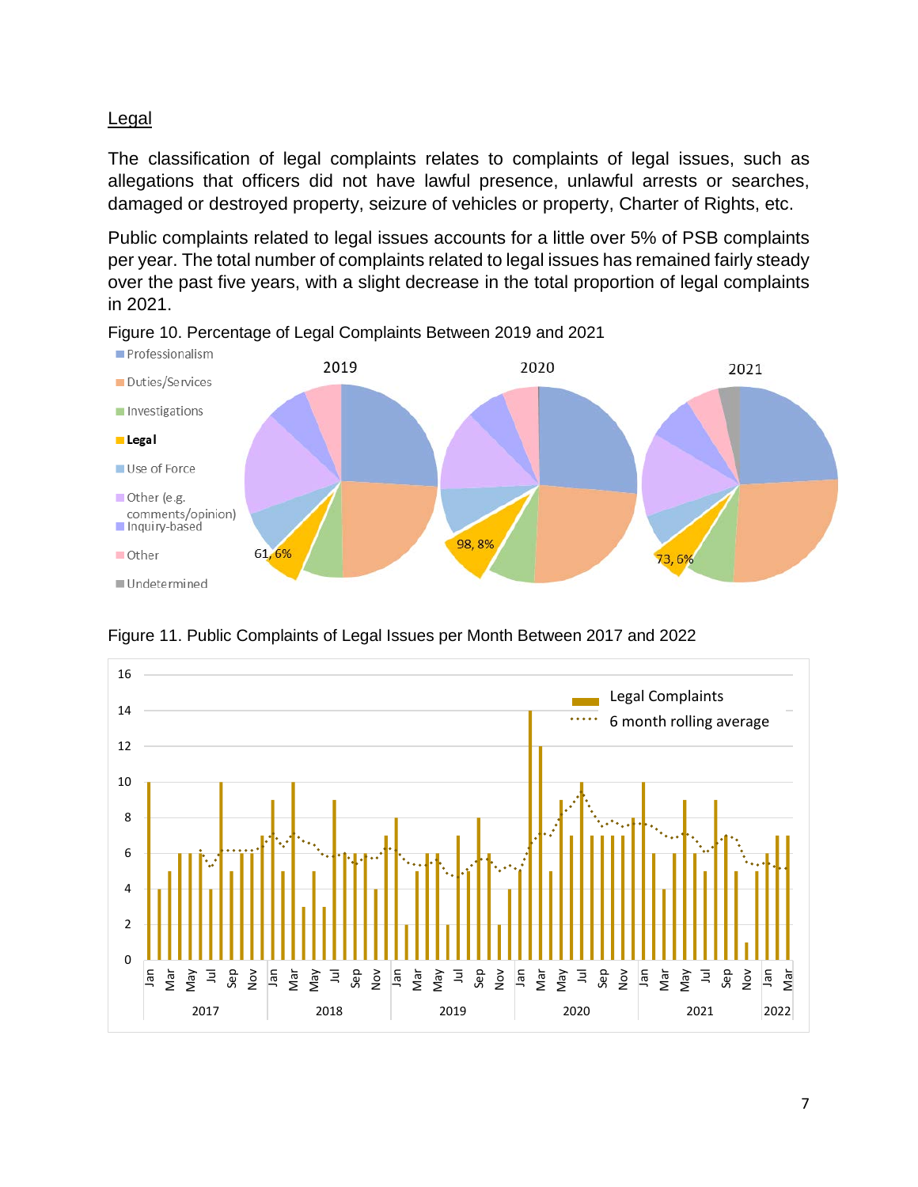## Legal

The classification of legal complaints relates to complaints of legal issues, such as allegations that officers did not have lawful presence, unlawful arrests or searches, damaged or destroyed property, seizure of vehicles or property, Charter of Rights, etc.

Public complaints related to legal issues accounts for a little over 5% of PSB complaints per year. The total number of complaints related to legal issues has remained fairly steady over the past five years, with a slight decrease in the total proportion of legal complaints in 2021.

Figure 10. Percentage of Legal Complaints Between 2019 and 2021

Figure 11. Public Complaints of Legal Issues per Month Between 2017 and 2022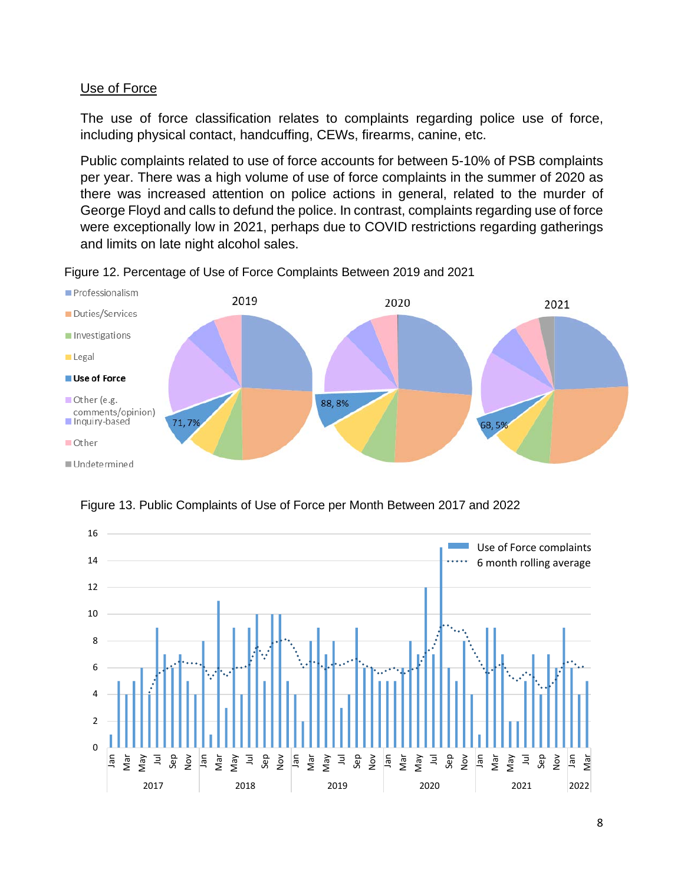## Use of Force

The use of force classification relates to complaints regarding police use of force, including physical contact, handcuffing, CEWs, firearms, canine, etc.

Public complaints related to use of force accounts for between 5-10% of PSB complaints per year. There was a high volume of use of force complaints in the summer of 2020 as there was increased attention on police actions in general, related to the murder of George Floyd and calls to defund the police. In contrast, complaints regarding use of force were exceptionally low in 2021, perhaps due to COVID restrictions regarding gatherings and limits on late night alcohol sales.

Figure 12. Percentage of Use of Force Complaints Between 2019 and 2021

Figure 13. Public Complaints of Use of Force per Month Between 2017 and 2022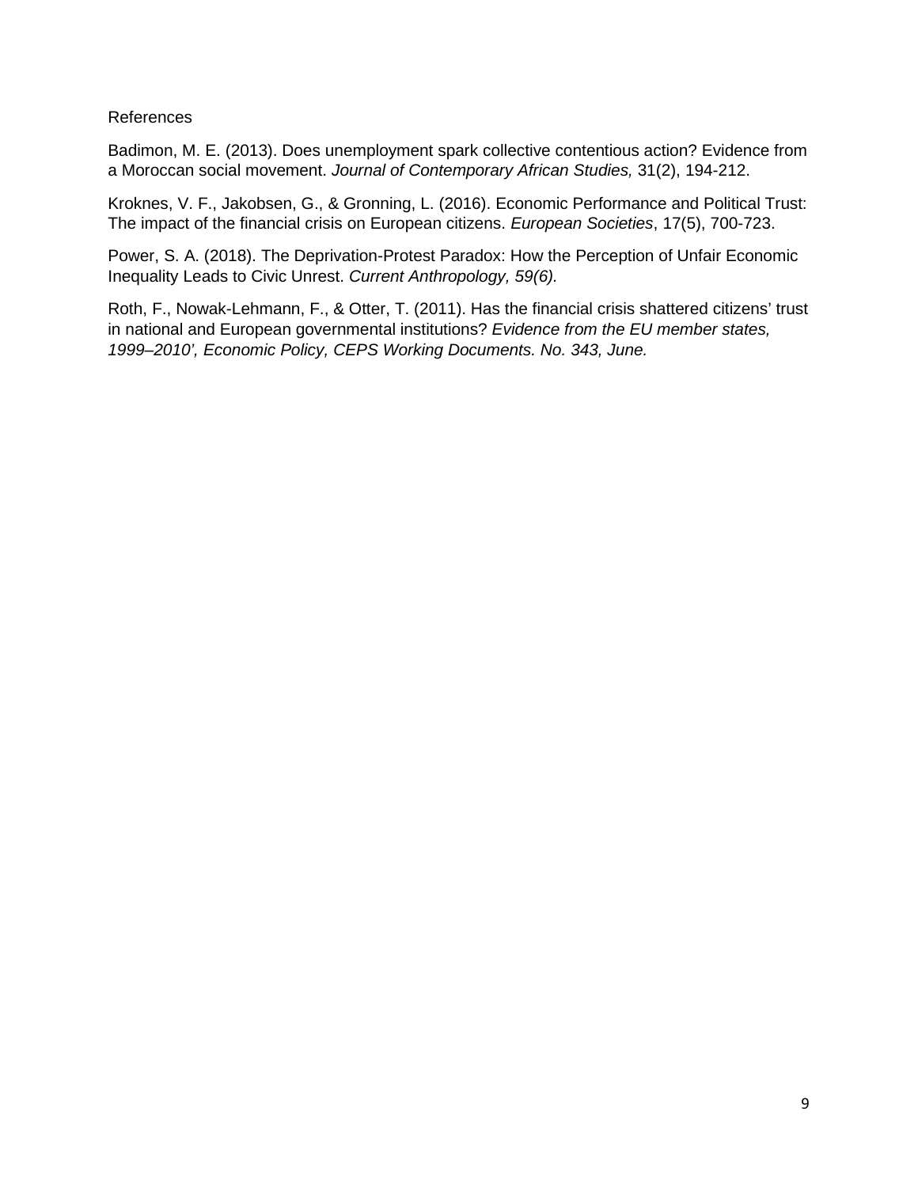References

Badimon, M. E. (2013). Does unemployment spark collective contentious action? Evidence from a Moroccan social movement. *Journal of Contemporary African Studies,* 31(2), 194-212.

Kroknes, V. F., Jakobsen, G., & Gronning, L. (2016). Economic Performance and Political Trust: The impact of the financial crisis on European citizens. *European Societies*, 17(5), 700-723.

Power, S. A. (2018). The Deprivation-Protest Paradox: How the Perception of Unfair Economic Inequality Leads to Civic Unrest. *Current Anthropology, 59(6).*

Roth, F., Nowak-Lehmann, F., & Otter, T. (2011). Has the financial crisis shattered citizens' trust in national and European governmental institutions? *Evidence from the EU member states, 1999–2010', Economic Policy, CEPS Working Documents. No. 343, June.*